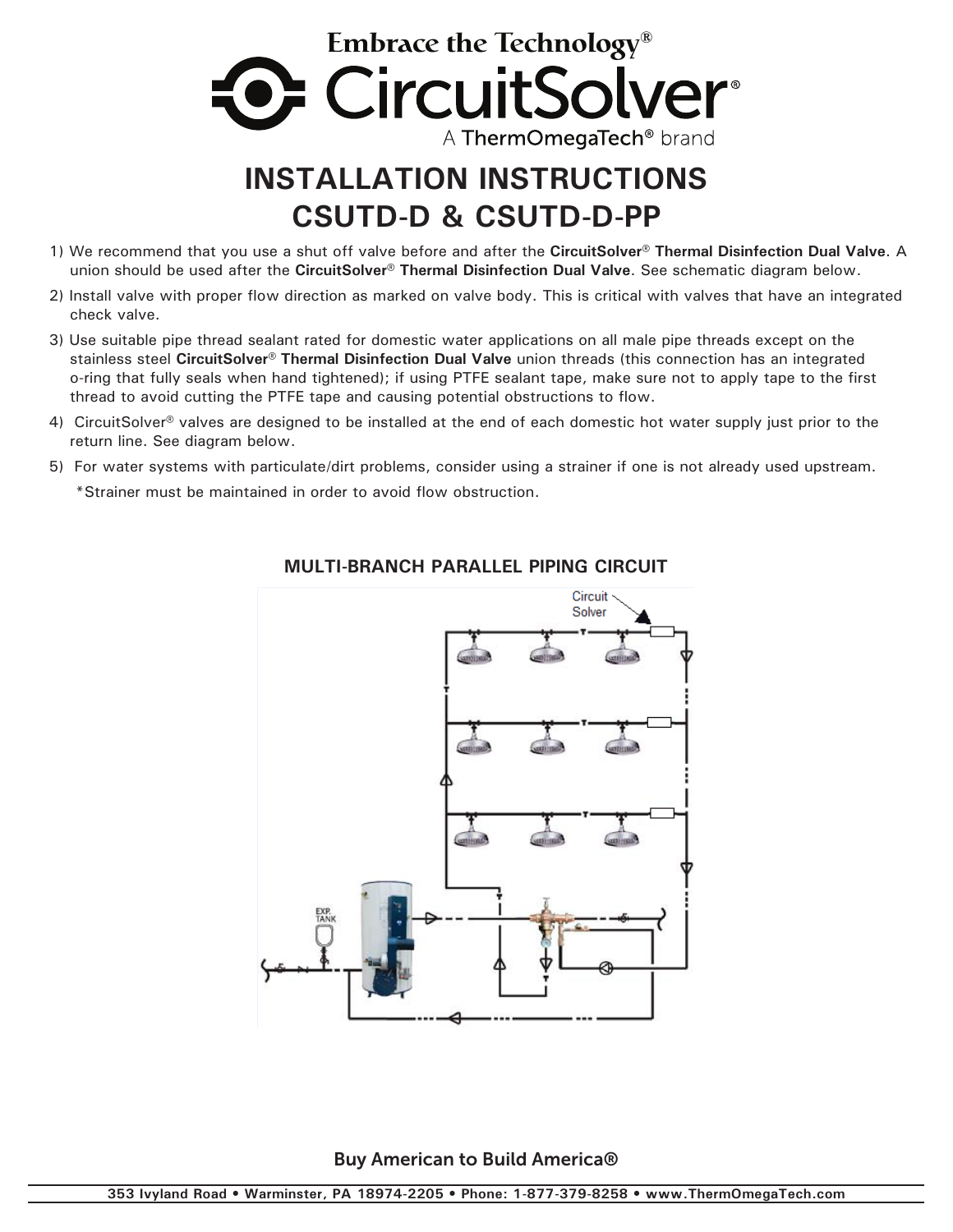Embrace the Technology®

CircuitSolver®

A ThermOmegaTech® brand

# INSTALLATION INSTRUCTIONS
# CSUTD-D & CSUTD-D-PP

1) We recommend that you use a shut off valve before and after the **CircuitSolver® Thermal Disinfection Dual Valve**. A union should be used after the **CircuitSolver® Thermal Disinfection Dual Valve**. See schematic diagram below.
2) Install valve with proper flow direction as marked on valve body. This is critical with valves that have an integrated check valve.
3) Use suitable pipe thread sealant rated for domestic water applications on all male pipe threads except on the stainless steel **CircuitSolver® Thermal Disinfection Dual Valve** union threads (this connection has an integrated o-ring that fully seals when hand tightened); if using PTFE sealant tape, make sure not to apply tape to the first thread to avoid cutting the PTFE tape and causing potential obstructions to flow.
4) CircuitSolver® valves are designed to be installed at the end of each domestic hot water supply just prior to the return line. See diagram below.
5) For water systems with particulate/dirt problems, consider using a strainer if one is not already used upstream.

   *Strainer must be maintained in order to avoid flow obstruction.

**MULTI-BRANCH PARALLEL PIPING CIRCUIT**

Circuit Solver

EXP. TANK

**Buy American to Build America®**

353 Ivyland Road • Warminster, PA 18974-2205 • Phone: 1-877-379-8258 • www.ThermOmegaTech.com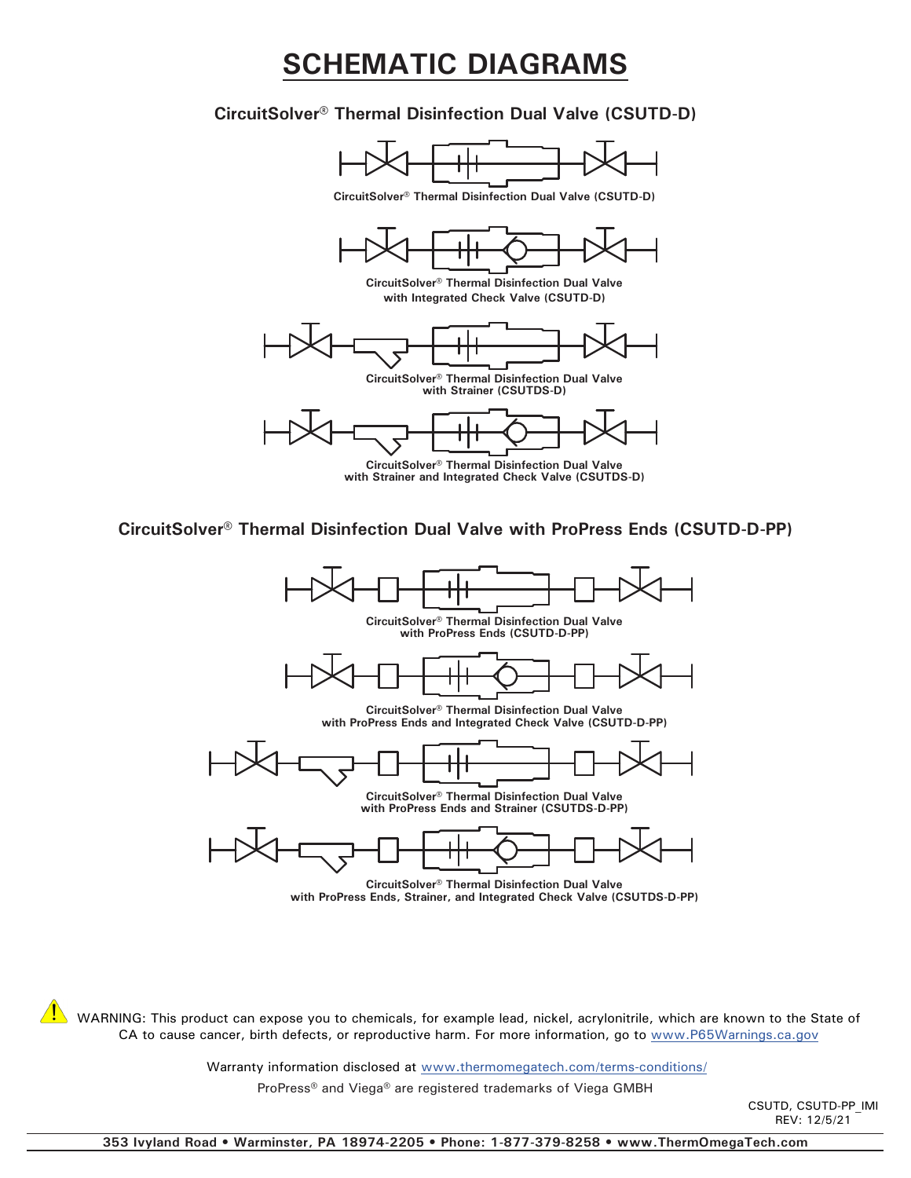# SCHEMATIC DIAGRAMS

## CircuitSolver® Thermal Disinfection Dual Valve (CSUTD-D)

CircuitSolver® Thermal Disinfection Dual Valve (CSUTD-D)

CircuitSolver® Thermal Disinfection Dual Valve
with Integrated Check Valve (CSUTD-D)

CircuitSolver® Thermal Disinfection Dual Valve
with Strainer (CSUTDS-D)

CircuitSolver® Thermal Disinfection Dual Valve
with Strainer and Integrated Check Valve (CSUTDS-D)

## CircuitSolver® Thermal Disinfection Dual Valve with ProPress Ends (CSUTD-D-PP)

CircuitSolver® Thermal Disinfection Dual Valve
with ProPress Ends (CSUTD-D-PP)

CircuitSolver® Thermal Disinfection Dual Valve
with ProPress Ends and Integrated Check Valve (CSUTD-D-PP)

CircuitSolver® Thermal Disinfection Dual Valve
with ProPress Ends and Strainer (CSUTDS-D-PP)

CircuitSolver® Thermal Disinfection Dual Valve
with ProPress Ends, Strainer, and Integrated Check Valve (CSUTDS-D-PP)

WARNING: This product can expose you to chemicals, for example lead, nickel, acrylonitrile, which are known to the State of CA to cause cancer, birth defects, or reproductive harm. For more information, go to www.P65Warnings.ca.gov

Warranty information disclosed at www.thermomegatech.com/terms-conditions/

ProPress® and Viega® are registered trademarks of Viega GMBH

CSUTD, CSUTD-PP_IMI
REV: 12/5/21

353 Ivyland Road • Warminster, PA 18974-2205 • Phone: 1-877-379-8258 • www.ThermOmegaTech.com